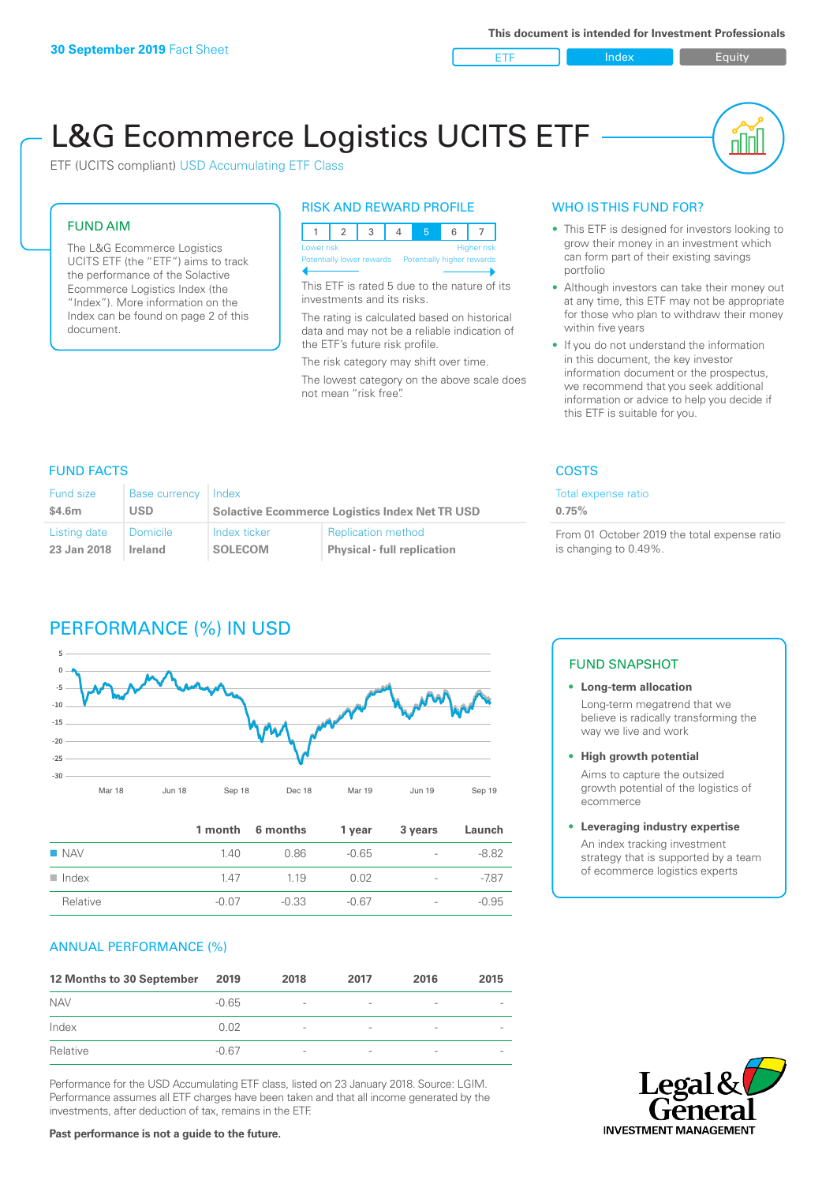30 September 2019 Fact Sheet

This document is intended for Investment Professionals

ETF | Index | Equity

# L&G Ecommerce Logistics UCITS ETF

ETF (UCITS compliant) USD Accumulating ETF Class

## FUND AIM

The L&G Ecommerce Logistics UCITS ETF (the "ETF") aims to track the performance of the Solactive Ecommerce Logistics Index (the "Index"). More information on the Index can be found on page 2 of this document.

## RISK AND REWARD PROFILE

| 1 | 2 | 3 | 4 | 5 | 6 | 7 |
|---|---|---|---|---|---|---|

Lower risk — Higher risk
Potentially lower rewards — Potentially higher rewards

This ETF is rated 5 due to the nature of its investments and its risks.

The rating is calculated based on historical data and may not be a reliable indication of the ETF's future risk profile.

The risk category may shift over time.

The lowest category on the above scale does not mean "risk free".

## WHO IS THIS FUND FOR?

- This ETF is designed for investors looking to grow their money in an investment which can form part of their existing savings portfolio
- Although investors can take their money out at any time, this ETF may not be appropriate for those who plan to withdraw their money within five years
- If you do not understand the information in this document, the key investor information document or the prospectus, we recommend that you seek additional information or advice to help you decide if this ETF is suitable for you.

## FUND FACTS

| Fund size | Base currency | Index | |
|---|---|---|---|
| $4.6m | USD | Solactive Ecommerce Logistics Index Net TR USD | |
| **Listing date** | **Domicile** | **Index ticker** | **Replication method** |
| 23 Jan 2018 | Ireland | SOLECOM | Physical - full replication |

## COSTS

Total expense ratio
**0.75%**

From 01 October 2019 the total expense ratio is changing to 0.49%.

## PERFORMANCE (%) IN USD

| | 1 month | 6 months | 1 year | 3 years | Launch |
|---|---|---|---|---|---|
| NAV | 1.40 | 0.86 | -0.65 | - | -8.82 |
| Index | 1.47 | 1.19 | 0.02 | - | -7.87 |
| Relative | -0.07 | -0.33 | -0.67 | - | -0.95 |

## FUND SNAPSHOT

- **Long-term allocation**
  Long-term megatrend that we believe is radically transforming the way we live and work
- **High growth potential**
  Aims to capture the outsized growth potential of the logistics of ecommerce
- **Leveraging industry expertise**
  An index tracking investment strategy that is supported by a team of ecommerce logistics experts

## ANNUAL PERFORMANCE (%)

| 12 Months to 30 September | 2019 | 2018 | 2017 | 2016 | 2015 |
|---|---|---|---|---|---|
| NAV | -0.65 | - | - | - | - |
| Index | 0.02 | - | - | - | - |
| Relative | -0.67 | - | - | - | - |

Performance for the USD Accumulating ETF class, listed on 23 January 2018. Source: LGIM. Performance assumes all ETF charges have been taken and that all income generated by the investments, after deduction of tax, remains in the ETF.

**Past performance is not a guide to the future.**

Legal & General INVESTMENT MANAGEMENT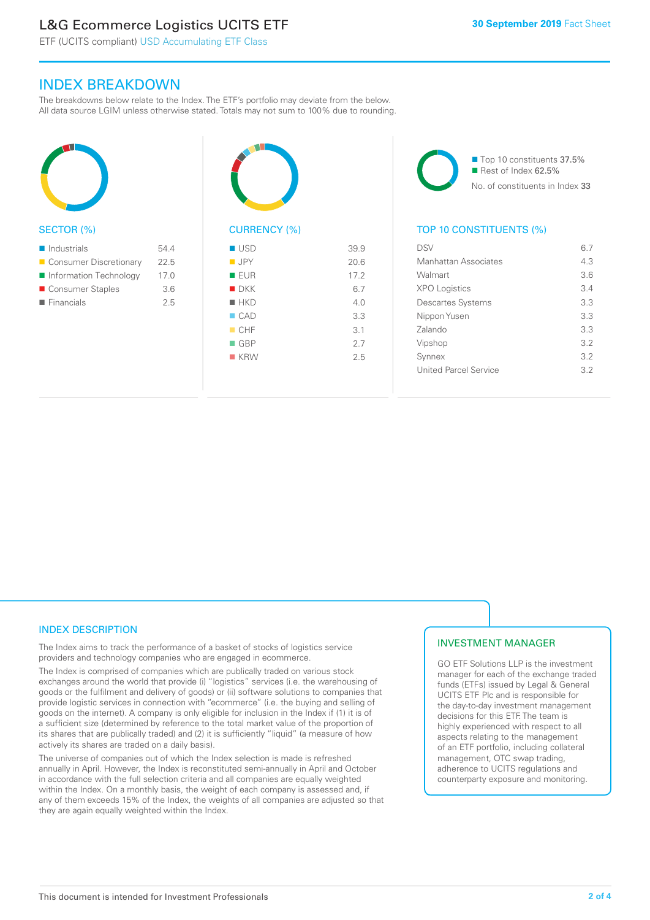## INDEX BREAKDOWN

The breakdowns below relate to the Index. The ETF's portfolio may deviate from the below. All data source LGIM unless otherwise stated. Totals may not sum to 100% due to rounding.

### SECTOR (%)

| Sector | % |
|---|---|
| Industrials | 54.4 |
| Consumer Discretionary | 22.5 |
| Information Technology | 17.0 |
| Consumer Staples | 3.6 |
| Financials | 2.5 |

### CURRENCY (%)

| Currency | % |
|---|---|
| USD | 39.9 |
| JPY | 20.6 |
| EUR | 17.2 |
| DKK | 6.7 |
| HKD | 4.0 |
| CAD | 3.3 |
| CHF | 3.1 |
| GBP | 2.7 |
| KRW | 2.5 |

- Top 10 constituents 37.5%
- Rest of Index 62.5%

No. of constituents in Index 33

### TOP 10 CONSTITUENTS (%)

| Constituent | % |
|---|---|
| DSV | 6.7 |
| Manhattan Associates | 4.3 |
| Walmart | 3.6 |
| XPO Logistics | 3.4 |
| Descartes Systems | 3.3 |
| Nippon Yusen | 3.3 |
| Zalando | 3.3 |
| Vipshop | 3.2 |
| Synnex | 3.2 |
| United Parcel Service | 3.2 |

### INDEX DESCRIPTION

The Index aims to track the performance of a basket of stocks of logistics service providers and technology companies who are engaged in ecommerce.

The Index is comprised of companies which are publically traded on various stock exchanges around the world that provide (i) "logistics" services (i.e. the warehousing of goods or the fulfilment and delivery of goods) or (ii) software solutions to companies that provide logistic services in connection with "ecommerce" (i.e. the buying and selling of goods on the internet). A company is only eligible for inclusion in the Index if (1) it is of a sufficient size (determined by reference to the total market value of the proportion of its shares that are publically traded) and (2) it is sufficiently "liquid" (a measure of how actively its shares are traded on a daily basis).

The universe of companies out of which the Index selection is made is refreshed annually in April. However, the Index is reconstituted semi-annually in April and October in accordance with the full selection criteria and all companies are equally weighted within the Index. On a monthly basis, the weight of each company is assessed and, if any of them exceeds 15% of the Index, the weights of all companies are adjusted so that they are again equally weighted within the Index.

### INVESTMENT MANAGER

GO ETF Solutions LLP is the investment manager for each of the exchange traded funds (ETFs) issued by Legal & General UCITS ETF Plc and is responsible for the day-to-day investment management decisions for this ETF. The team is highly experienced with respect to all aspects relating to the management of an ETF portfolio, including collateral management, OTC swap trading, adherence to UCITS regulations and counterparty exposure and monitoring.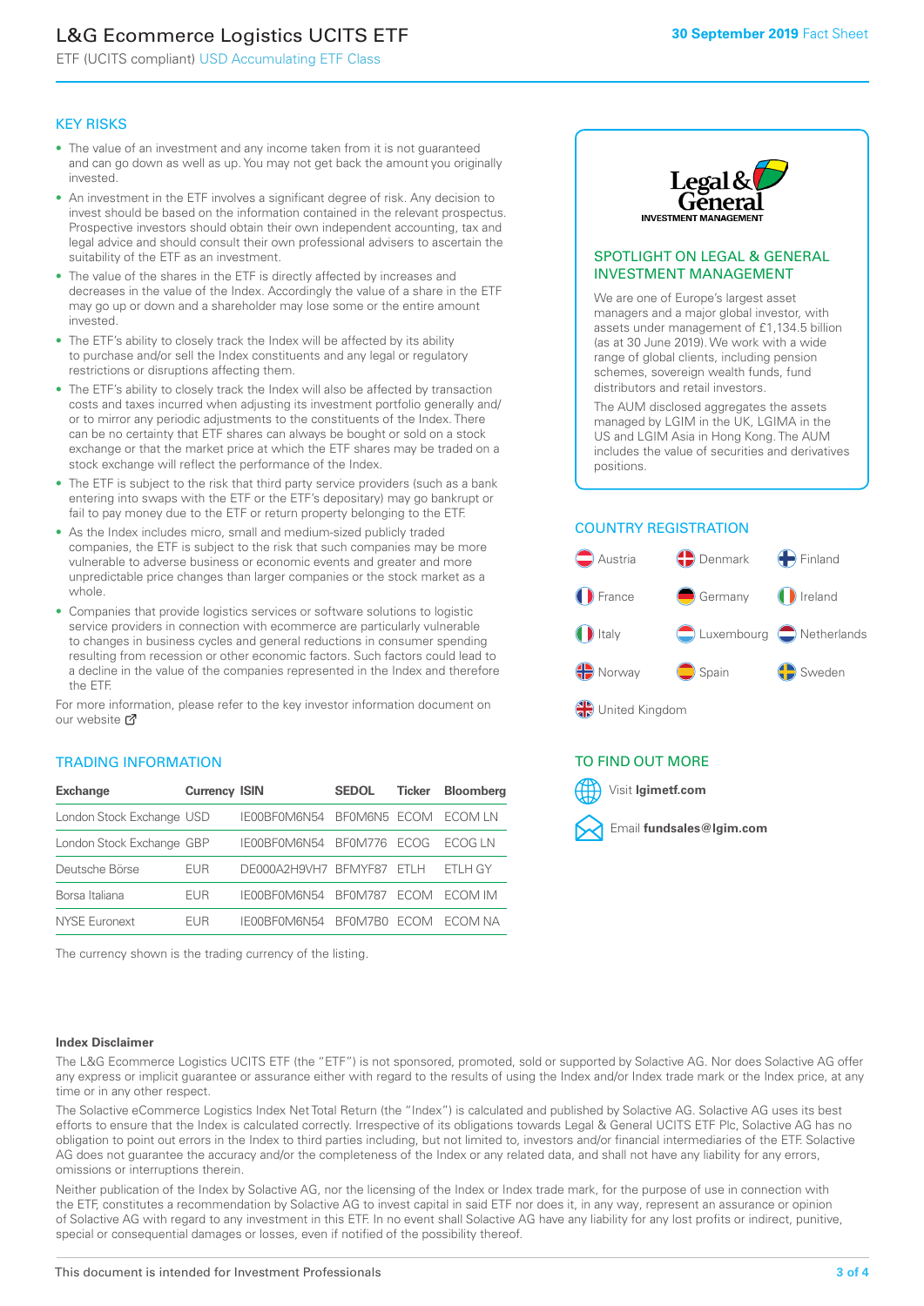# L&G Ecommerce Logistics UCITS ETF

ETF (UCITS compliant) USD Accumulating ETF Class

30 September 2019 Fact Sheet

## KEY RISKS

- The value of an investment and any income taken from it is not guaranteed and can go down as well as up. You may not get back the amount you originally invested.
- An investment in the ETF involves a significant degree of risk. Any decision to invest should be based on the information contained in the relevant prospectus. Prospective investors should obtain their own independent accounting, tax and legal advice and should consult their own professional advisers to ascertain the suitability of the ETF as an investment.
- The value of the shares in the ETF is directly affected by increases and decreases in the value of the Index. Accordingly the value of a share in the ETF may go up or down and a shareholder may lose some or the entire amount invested.
- The ETF's ability to closely track the Index will be affected by its ability to purchase and/or sell the Index constituents and any legal or regulatory restrictions or disruptions affecting them.
- The ETF's ability to closely track the Index will also be affected by transaction costs and taxes incurred when adjusting its investment portfolio generally and/or to mirror any periodic adjustments to the constituents of the Index. There can be no certainty that ETF shares can always be bought or sold on a stock exchange or that the market price at which the ETF shares may be traded on a stock exchange will reflect the performance of the Index.
- The ETF is subject to the risk that third party service providers (such as a bank entering into swaps with the ETF or the ETF's depositary) may go bankrupt or fail to pay money due to the ETF or return property belonging to the ETF.
- As the Index includes micro, small and medium-sized publicly traded companies, the ETF is subject to the risk that such companies may be more vulnerable to adverse business or economic events and greater and more unpredictable price changes than larger companies or the stock market as a whole.
- Companies that provide logistics services or software solutions to logistic service providers in connection with ecommerce are particularly vulnerable to changes in business cycles and general reductions in consumer spending resulting from recession or other economic factors. Such factors could lead to a decline in the value of the companies represented in the Index and therefore the ETF.

For more information, please refer to the key investor information document on our website

## TRADING INFORMATION

| Exchange | Currency | ISIN | SEDOL | Ticker | Bloomberg |
|---|---|---|---|---|---|
| London Stock Exchange | USD | IE00BF0M6N54 | BF0M6N5 | ECOM | ECOM LN |
| London Stock Exchange | GBP | IE00BF0M6N54 | BF0M776 | ECOG | ECOG LN |
| Deutsche Börse | EUR | DE000A2H9VH7 | BFMYF87 | ETLH | ETLH GY |
| Borsa Italiana | EUR | IE00BF0M6N54 | BF0M787 | ECOM | ECOM IM |
| NYSE Euronext | EUR | IE00BF0M6N54 | BF0M7B0 | ECOM | ECOM NA |

The currency shown is the trading currency of the listing.

## SPOTLIGHT ON LEGAL & GENERAL INVESTMENT MANAGEMENT

We are one of Europe's largest asset managers and a major global investor, with assets under management of £1,134.5 billion (as at 30 June 2019). We work with a wide range of global clients, including pension schemes, sovereign wealth funds, fund distributors and retail investors.

The AUM disclosed aggregates the assets managed by LGIM in the UK, LGIMA in the US and LGIM Asia in Hong Kong. The AUM includes the value of securities and derivatives positions.

## COUNTRY REGISTRATION

Austria, Denmark, Finland, France, Germany, Ireland, Italy, Luxembourg, Netherlands, Norway, Spain, Sweden, United Kingdom

## TO FIND OUT MORE

Visit **lgimetf.com**

Email **fundsales@lgim.com**

### Index Disclaimer

The L&G Ecommerce Logistics UCITS ETF (the "ETF") is not sponsored, promoted, sold or supported by Solactive AG. Nor does Solactive AG offer any express or implicit guarantee or assurance either with regard to the results of using the Index and/or Index trade mark or the Index price, at any time or in any other respect.

The Solactive eCommerce Logistics Index Net Total Return (the "Index") is calculated and published by Solactive AG. Solactive AG uses its best efforts to ensure that the Index is calculated correctly. Irrespective of its obligations towards Legal & General UCITS ETF Plc, Solactive AG has no obligation to point out errors in the Index to third parties including, but not limited to, investors and/or financial intermediaries of the ETF. Solactive AG does not guarantee the accuracy and/or the completeness of the Index or any related data, and shall not have any liability for any errors, omissions or interruptions therein.

Neither publication of the Index by Solactive AG, nor the licensing of the Index or Index trade mark, for the purpose of use in connection with the ETF, constitutes a recommendation by Solactive AG to invest capital in said ETF nor does it, in any way, represent an assurance or opinion of Solactive AG with regard to any investment in this ETF. In no event shall Solactive AG have any liability for any lost profits or indirect, punitive, special or consequential damages or losses, even if notified of the possibility thereof.

This document is intended for Investment Professionals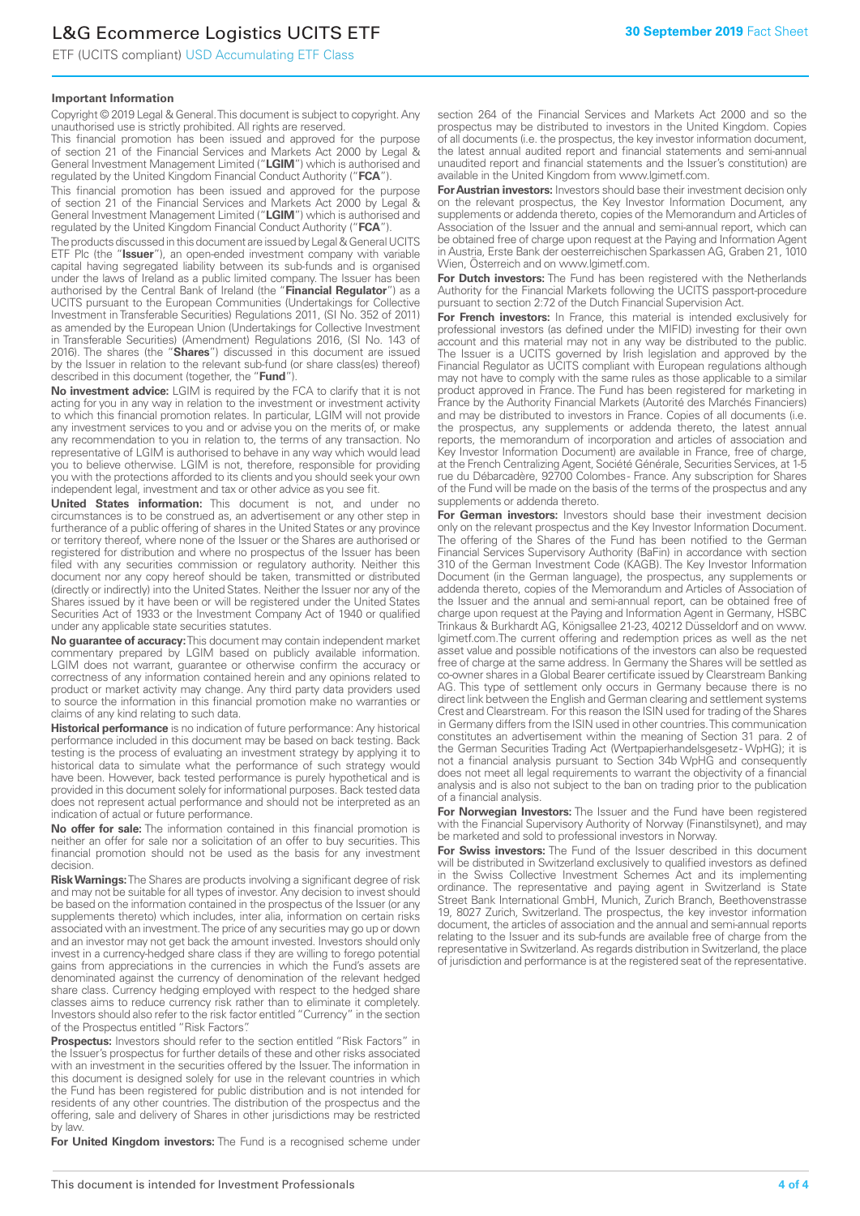## Important Information

Copyright © 2019 Legal & General. This document is subject to copyright. Any unauthorised use is strictly prohibited. All rights are reserved.

This financial promotion has been issued and approved for the purpose of section 21 of the Financial Services and Markets Act 2000 by Legal & General Investment Management Limited ("**LGIM**") which is authorised and regulated by the United Kingdom Financial Conduct Authority ("**FCA**").

This financial promotion has been issued and approved for the purpose of section 21 of the Financial Services and Markets Act 2000 by Legal & General Investment Management Limited ("**LGIM**") which is authorised and regulated by the United Kingdom Financial Conduct Authority ("**FCA**").

The products discussed in this document are issued by Legal & General UCITS ETF Plc (the "**Issuer**"), an open-ended investment company with variable capital having segregated liability between its sub-funds and is organised under the laws of Ireland as a public limited company. The Issuer has been authorised by the Central Bank of Ireland (the "**Financial Regulator**") as a UCITS pursuant to the European Communities (Undertakings for Collective Investment in Transferable Securities) Regulations 2011, (SI No. 352 of 2011) as amended by the European Union (Undertakings for Collective Investment in Transferable Securities) (Amendment) Regulations 2016, (SI No. 143 of 2016). The shares (the "**Shares**") discussed in this document are issued by the Issuer in relation to the relevant sub-fund (or share class(es) thereof) described in this document (together, the "**Fund**").

**No investment advice:** LGIM is required by the FCA to clarify that it is not acting for you in any way in relation to the investment or investment activity to which this financial promotion relates. In particular, LGIM will not provide any investment services to you and or advise you on the merits of, or make any recommendation to you in relation to, the terms of any transaction. No representative of LGIM is authorised to behave in any way which would lead you to believe otherwise. LGIM is not, therefore, responsible for providing you with the protections afforded to its clients and you should seek your own independent legal, investment and tax or other advice as you see fit.

**United States information:** This document is not, and under no circumstances is to be construed as, an advertisement or any other step in furtherance of a public offering of shares in the United States or any province or territory thereof, where none of the Issuer or the Shares are authorised or registered for distribution and where no prospectus of the Issuer has been filed with any securities commission or regulatory authority. Neither this document nor any copy hereof should be taken, transmitted or distributed (directly or indirectly) into the United States. Neither the Issuer nor any of the Shares issued by it have been or will be registered under the United States Securities Act of 1933 or the Investment Company Act of 1940 or qualified under any applicable state securities statutes.

**No guarantee of accuracy:** This document may contain independent market commentary prepared by LGIM based on publicly available information. LGIM does not warrant, guarantee or otherwise confirm the accuracy or correctness of any information contained herein and any opinions related to product or market activity may change. Any third party data providers used to source the information in this financial promotion make no warranties or claims of any kind relating to such data.

**Historical performance** is no indication of future performance: Any historical performance included in this document may be based on back testing. Back testing is the process of evaluating an investment strategy by applying it to historical data to simulate what the performance of such strategy would have been. However, back tested performance is purely hypothetical and is provided in this document solely for informational purposes. Back tested data does not represent actual performance and should not be interpreted as an indication of actual or future performance.

**No offer for sale:** The information contained in this financial promotion is neither an offer for sale nor a solicitation of an offer to buy securities. This financial promotion should not be used as the basis for any investment decision.

**Risk Warnings:** The Shares are products involving a significant degree of risk and may not be suitable for all types of investor. Any decision to invest should be based on the information contained in the prospectus of the Issuer (or any supplements thereto) which includes, inter alia, information on certain risks associated with an investment. The price of any securities may go up or down and an investor may not get back the amount invested. Investors should only invest in a currency-hedged share class if they are willing to forego potential gains from appreciations in the currencies in which the Fund's assets are denominated against the currency of denomination of the relevant hedged share class. Currency hedging employed with respect to the hedged share classes aims to reduce currency risk rather than to eliminate it completely. Investors should also refer to the risk factor entitled "Currency" in the section of the Prospectus entitled "Risk Factors".

**Prospectus:** Investors should refer to the section entitled "Risk Factors" in the Issuer's prospectus for further details of these and other risks associated with an investment in the securities offered by the Issuer. The information in this document is designed solely for use in the relevant countries in which the Fund has been registered for public distribution and is not intended for residents of any other countries. The distribution of the prospectus and the offering, sale and delivery of Shares in other jurisdictions may be restricted by law.

**For United Kingdom investors:** The Fund is a recognised scheme under section 264 of the Financial Services and Markets Act 2000 and so the prospectus may be distributed to investors in the United Kingdom. Copies of all documents (i.e. the prospectus, the key investor information document, the latest annual audited report and financial statements and semi-annual unaudited report and financial statements and the Issuer's constitution) are available in the United Kingdom from www.lgimetf.com.

**For Austrian investors:** Investors should base their investment decision only on the relevant prospectus, the Key Investor Information Document, any supplements or addenda thereto, copies of the Memorandum and Articles of Association of the Issuer and the annual and semi-annual report, which can be obtained free of charge upon request at the Paying and Information Agent in Austria, Erste Bank der oesterreichischen Sparkassen AG, Graben 21, 1010 Wien, Österreich and on www.lgimetf.com.

**For Dutch investors:** The Fund has been registered with the Netherlands Authority for the Financial Markets following the UCITS passport-procedure pursuant to section 2:72 of the Dutch Financial Supervision Act.

**For French investors:** In France, this material is intended exclusively for professional investors (as defined under the MIFID) investing for their own account and this material may not in any way be distributed to the public. The Issuer is a UCITS governed by Irish legislation and approved by the Financial Regulator as UCITS compliant with European regulations although may not have to comply with the same rules as those applicable to a similar product approved in France. The Fund has been registered for marketing in France by the Authority Financial Markets (Autorité des Marchés Financiers) and may be distributed to investors in France. Copies of all documents (i.e. the prospectus, any supplements or addenda thereto, the latest annual reports, the memorandum of incorporation and articles of association and Key Investor Information Document) are available in France, free of charge, at the French Centralizing Agent, Société Générale, Securities Services, at 1-5 rue du Débarcadère, 92700 Colombes - France. Any subscription for Shares of the Fund will be made on the basis of the terms of the prospectus and any supplements or addenda thereto.

**For German investors:** Investors should base their investment decision only on the relevant prospectus and the Key Investor Information Document. The offering of the Shares of the Fund has been notified to the German Financial Services Supervisory Authority (BaFin) in accordance with section 310 of the German Investment Code (KAGB). The Key Investor Information Document (in the German language), the prospectus, any supplements or addenda thereto, copies of the Memorandum and Articles of Association of the Issuer and the annual and semi-annual report, can be obtained free of charge upon request at the Paying and Information Agent in Germany, HSBC Trinkaus & Burkhardt AG, Königsallee 21-23, 40212 Düsseldorf and on www.lgimetf.com. The current offering and redemption prices as well as the net asset value and possible notifications of the investors can also be requested free of charge at the same address. In Germany the Shares will be settled as co-owner shares in a Global Bearer certificate issued by Clearstream Banking AG. This type of settlement only occurs in Germany because there is no direct link between the English and German clearing and settlement systems Crest and Clearstream. For this reason the ISIN used for trading of the Shares in Germany differs from the ISIN used in other countries. This communication constitutes an advertisement within the meaning of Section 31 para. 2 of the German Securities Trading Act (Wertpapierhandelsgesetz - WpHG); it is not a financial analysis pursuant to Section 34b WpHG and consequently does not meet all legal requirements to warrant the objectivity of a financial analysis and is also not subject to the ban on trading prior to the publication of a financial analysis.

**For Norwegian Investors:** The Issuer and the Fund have been registered with the Financial Supervisory Authority of Norway (Finanstilsynet), and may be marketed and sold to professional investors in Norway.

**For Swiss investors:** The Fund of the Issuer described in this document will be distributed in Switzerland exclusively to qualified investors as defined in the Swiss Collective Investment Schemes Act and its implementing ordinance. The representative and paying agent in Switzerland is State Street Bank International GmbH, Munich, Zurich Branch, Beethovenstrasse 19, 8027 Zurich, Switzerland. The prospectus, the key investor information document, the articles of association and the annual and semi-annual reports relating to the Issuer and its sub-funds are available free of charge from the representative in Switzerland. As regards distribution in Switzerland, the place of jurisdiction and performance is at the registered seat of the representative.